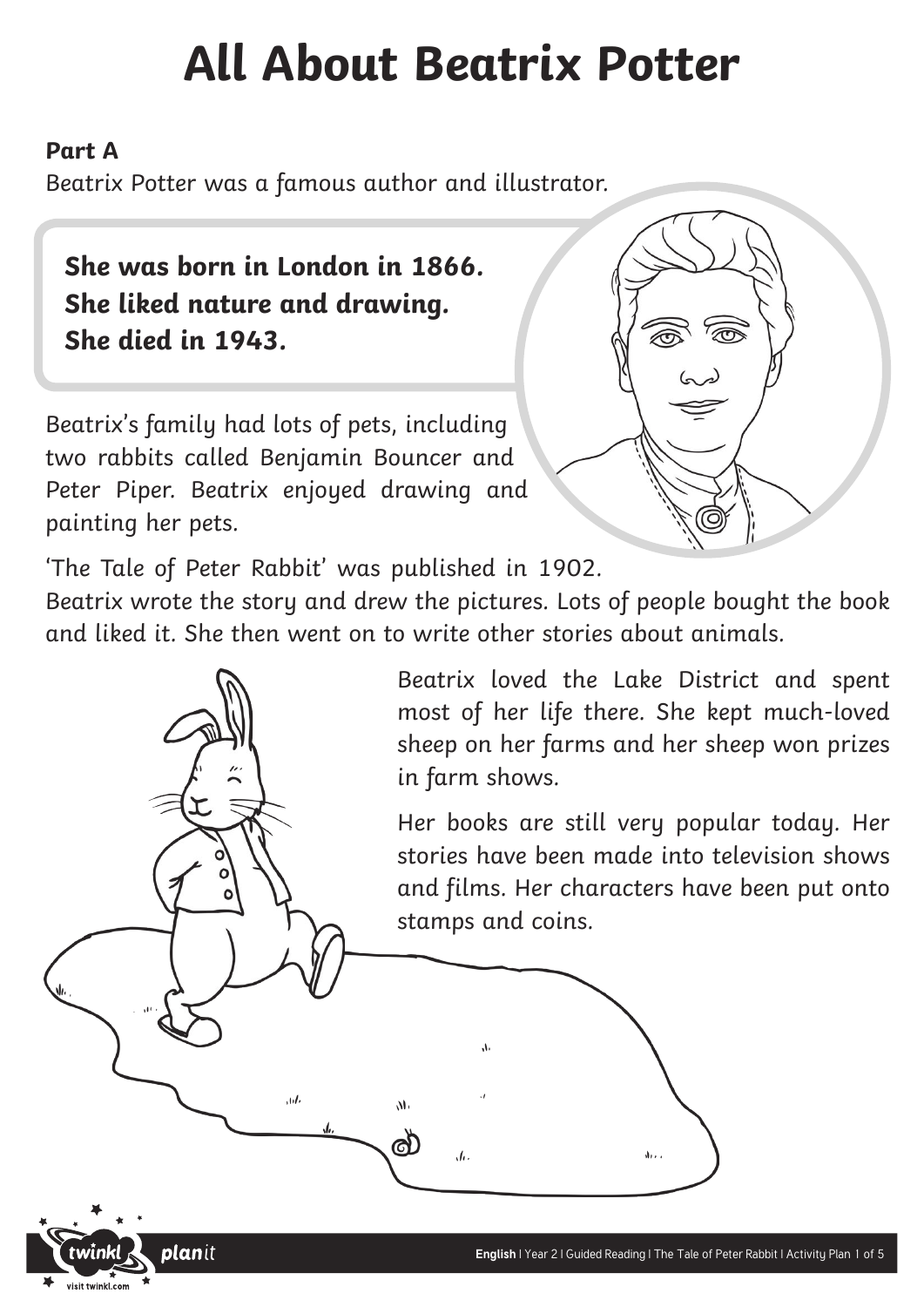# All About Beatrix Potter

**Part A**

Beatrix Potter was a famous author and illustrator.

**She was born in London in 1866.**
**She liked nature and drawing.**
**She died in 1943.**

Beatrix's family had lots of pets, including two rabbits called Benjamin Bouncer and Peter Piper. Beatrix enjoyed drawing and painting her pets.

'The Tale of Peter Rabbit' was published in 1902. Beatrix wrote the story and drew the pictures. Lots of people bought the book and liked it. She then went on to write other stories about animals.

Beatrix loved the Lake District and spent most of her life there. She kept much-loved sheep on her farms and her sheep won prizes in farm shows.

Her books are still very popular today. Her stories have been made into television shows and films. Her characters have been put onto stamps and coins.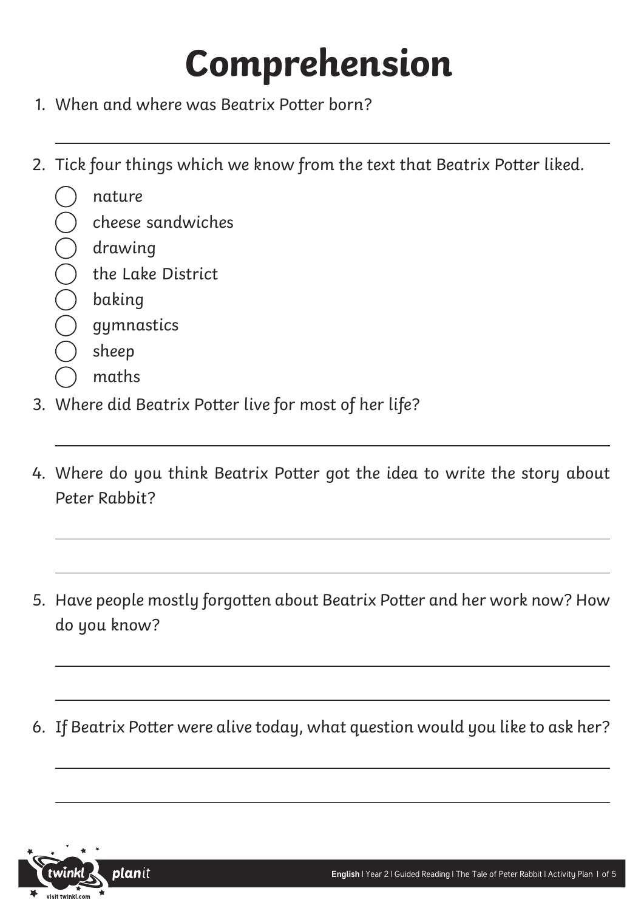# Comprehension

1. When and where was Beatrix Potter born?

2. Tick four things which we know from the text that Beatrix Potter liked.
   - ◯ nature
   - ◯ cheese sandwiches
   - ◯ drawing
   - ◯ the Lake District
   - ◯ baking
   - ◯ gymnastics
   - ◯ sheep
   - ◯ maths

3. Where did Beatrix Potter live for most of her life?

4. Where do you think Beatrix Potter got the idea to write the story about Peter Rabbit?

5. Have people mostly forgotten about Beatrix Potter and her work now? How do you know?

6. If Beatrix Potter were alive today, what question would you like to ask her?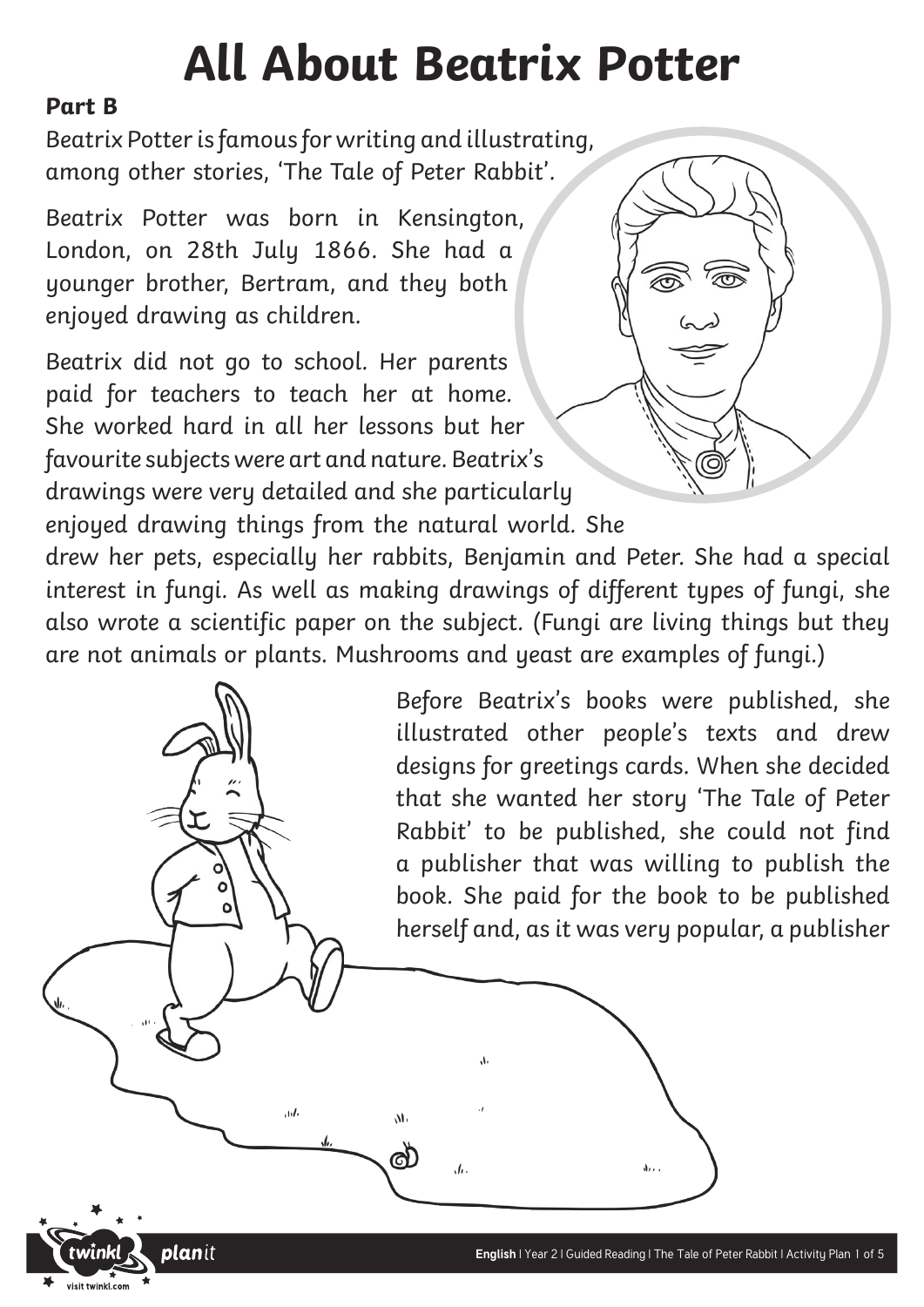# All About Beatrix Potter

**Part B**

Beatrix Potter is famous for writing and illustrating, among other stories, 'The Tale of Peter Rabbit'.

Beatrix Potter was born in Kensington, London, on 28th July 1866. She had a younger brother, Bertram, and they both enjoyed drawing as children.

Beatrix did not go to school. Her parents paid for teachers to teach her at home. She worked hard in all her lessons but her favourite subjects were art and nature. Beatrix's drawings were very detailed and she particularly enjoyed drawing things from the natural world. She drew her pets, especially her rabbits, Benjamin and Peter. She had a special interest in fungi. As well as making drawings of different types of fungi, she also wrote a scientific paper on the subject. (Fungi are living things but they are not animals or plants. Mushrooms and yeast are examples of fungi.)

Before Beatrix's books were published, she illustrated other people's texts and drew designs for greetings cards. When she decided that she wanted her story 'The Tale of Peter Rabbit' to be published, she could not find a publisher that was willing to publish the book. She paid for the book to be published herself and, as it was very popular, a publisher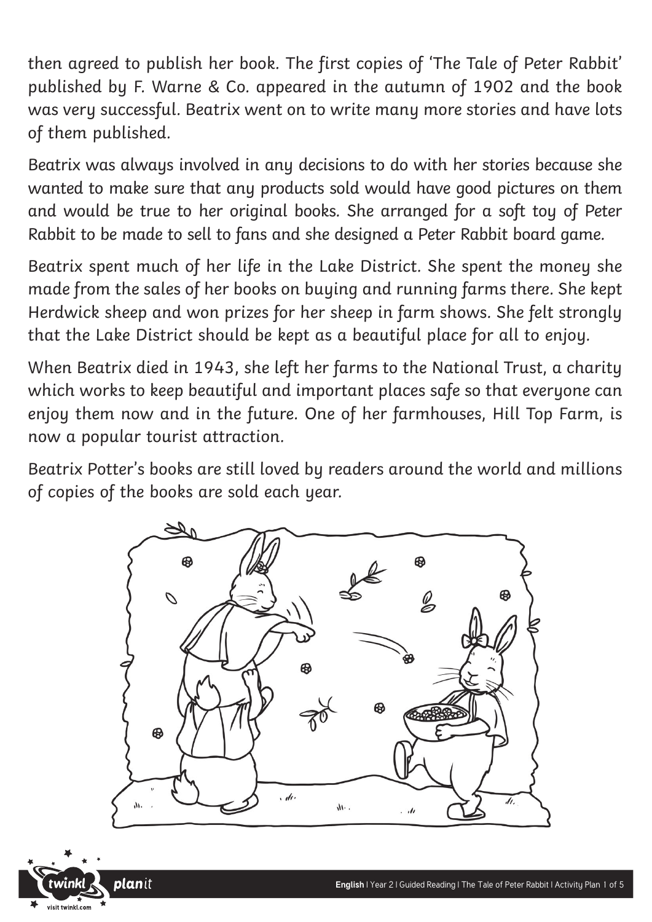then agreed to publish her book. The first copies of 'The Tale of Peter Rabbit' published by F. Warne & Co. appeared in the autumn of 1902 and the book was very successful. Beatrix went on to write many more stories and have lots of them published.

Beatrix was always involved in any decisions to do with her stories because she wanted to make sure that any products sold would have good pictures on them and would be true to her original books. She arranged for a soft toy of Peter Rabbit to be made to sell to fans and she designed a Peter Rabbit board game.

Beatrix spent much of her life in the Lake District. She spent the money she made from the sales of her books on buying and running farms there. She kept Herdwick sheep and won prizes for her sheep in farm shows. She felt strongly that the Lake District should be kept as a beautiful place for all to enjoy.

When Beatrix died in 1943, she left her farms to the National Trust, a charity which works to keep beautiful and important places safe so that everyone can enjoy them now and in the future. One of her farmhouses, Hill Top Farm, is now a popular tourist attraction.

Beatrix Potter's books are still loved by readers around the world and millions of copies of the books are sold each year.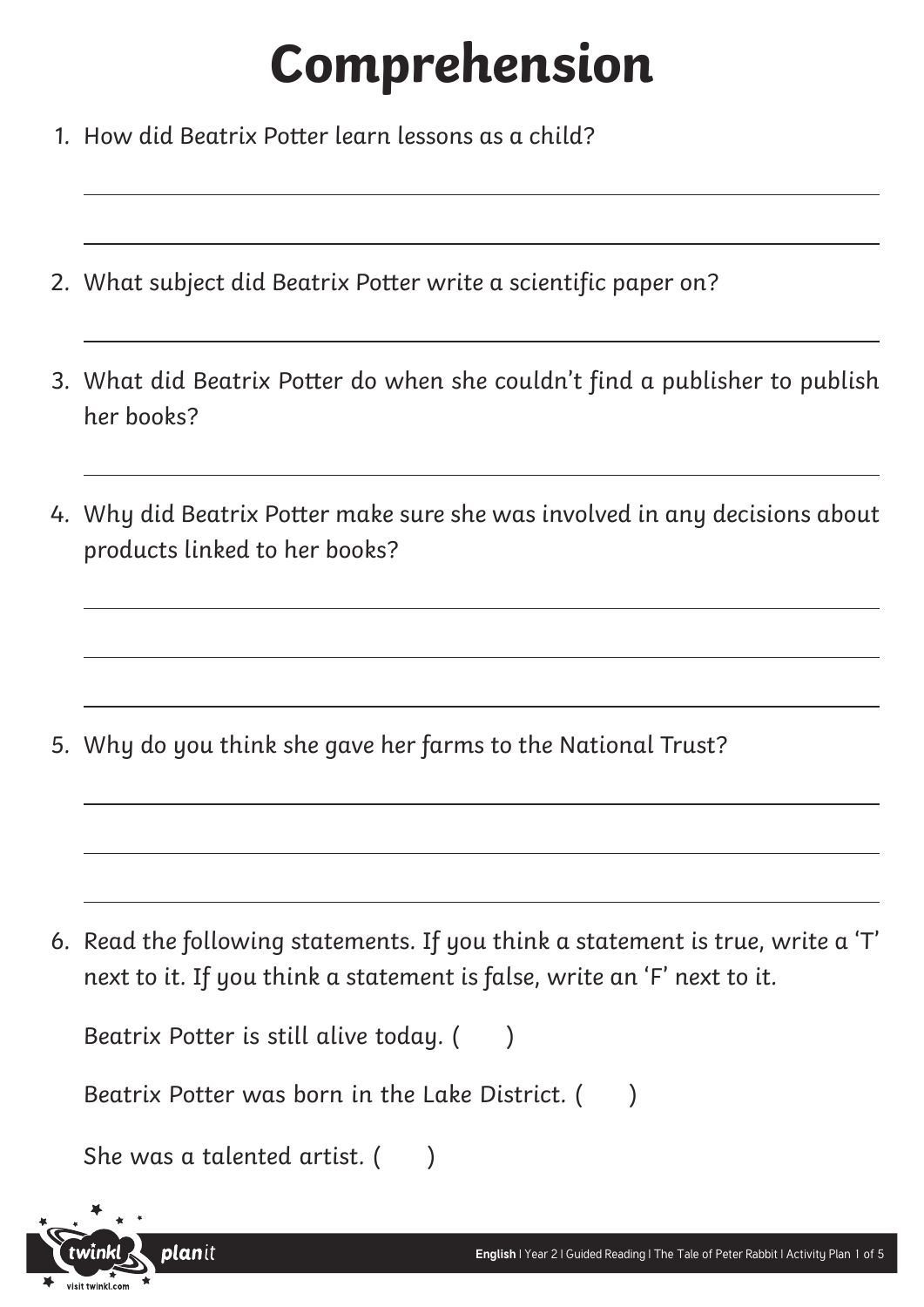# Comprehension

1. How did Beatrix Potter learn lessons as a child?

2. What subject did Beatrix Potter write a scientific paper on?

3. What did Beatrix Potter do when she couldn't find a publisher to publish her books?

4. Why did Beatrix Potter make sure she was involved in any decisions about products linked to her books?

5. Why do you think she gave her farms to the National Trust?

6. Read the following statements. If you think a statement is true, write a 'T' next to it. If you think a statement is false, write an 'F' next to it.

   Beatrix Potter is still alive today. (    )

   Beatrix Potter was born in the Lake District. (    )

   She was a talented artist. (    )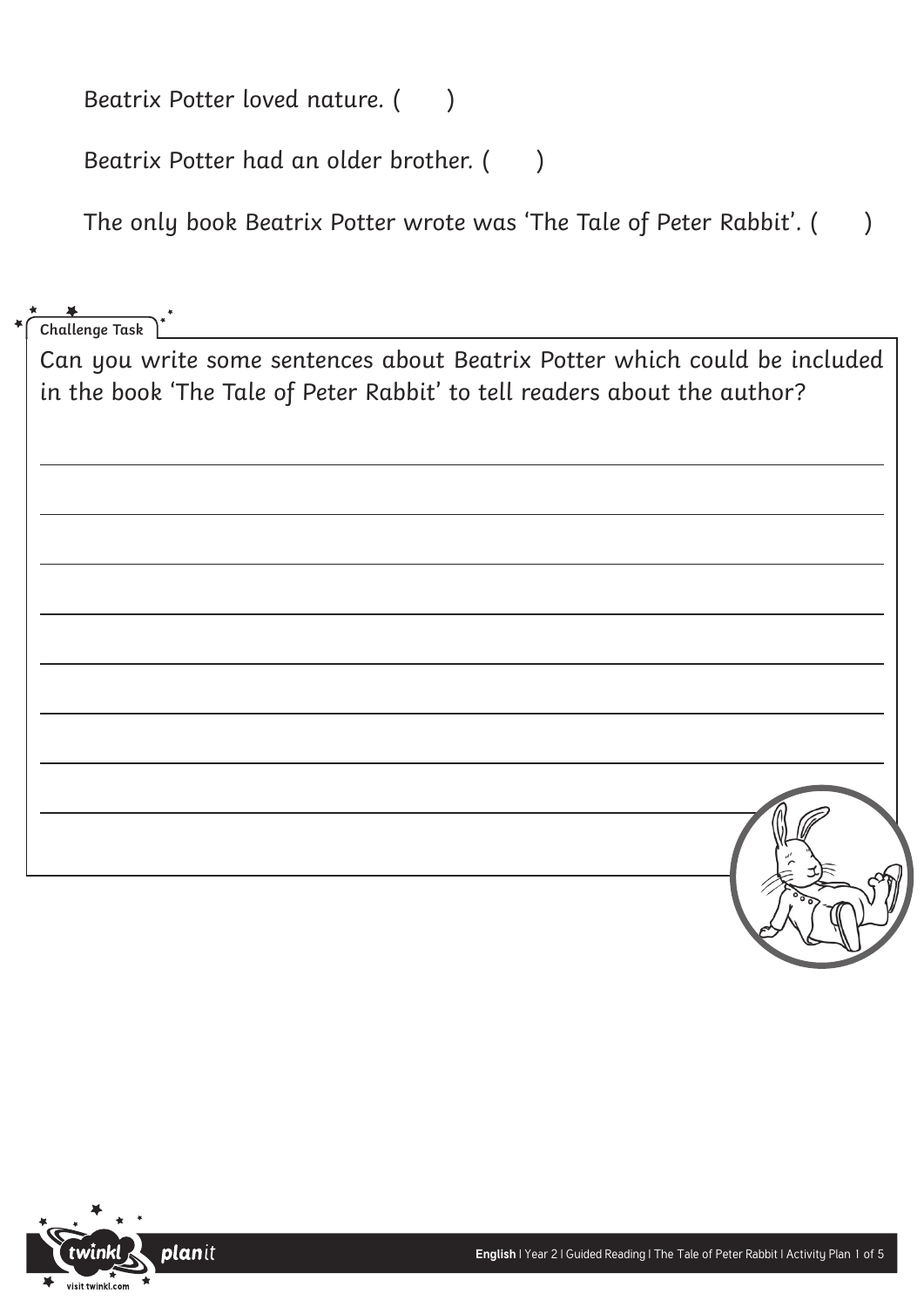Beatrix Potter loved nature. (      )

Beatrix Potter had an older brother. (      )

The only book Beatrix Potter wrote was 'The Tale of Peter Rabbit'. (      )

**Challenge Task**

Can you write some sentences about Beatrix Potter which could be included in the book 'The Tale of Peter Rabbit' to tell readers about the author?

______________________________________________________________________

______________________________________________________________________

______________________________________________________________________

______________________________________________________________________

______________________________________________________________________

______________________________________________________________________

______________________________________________________________________

______________________________________________________________________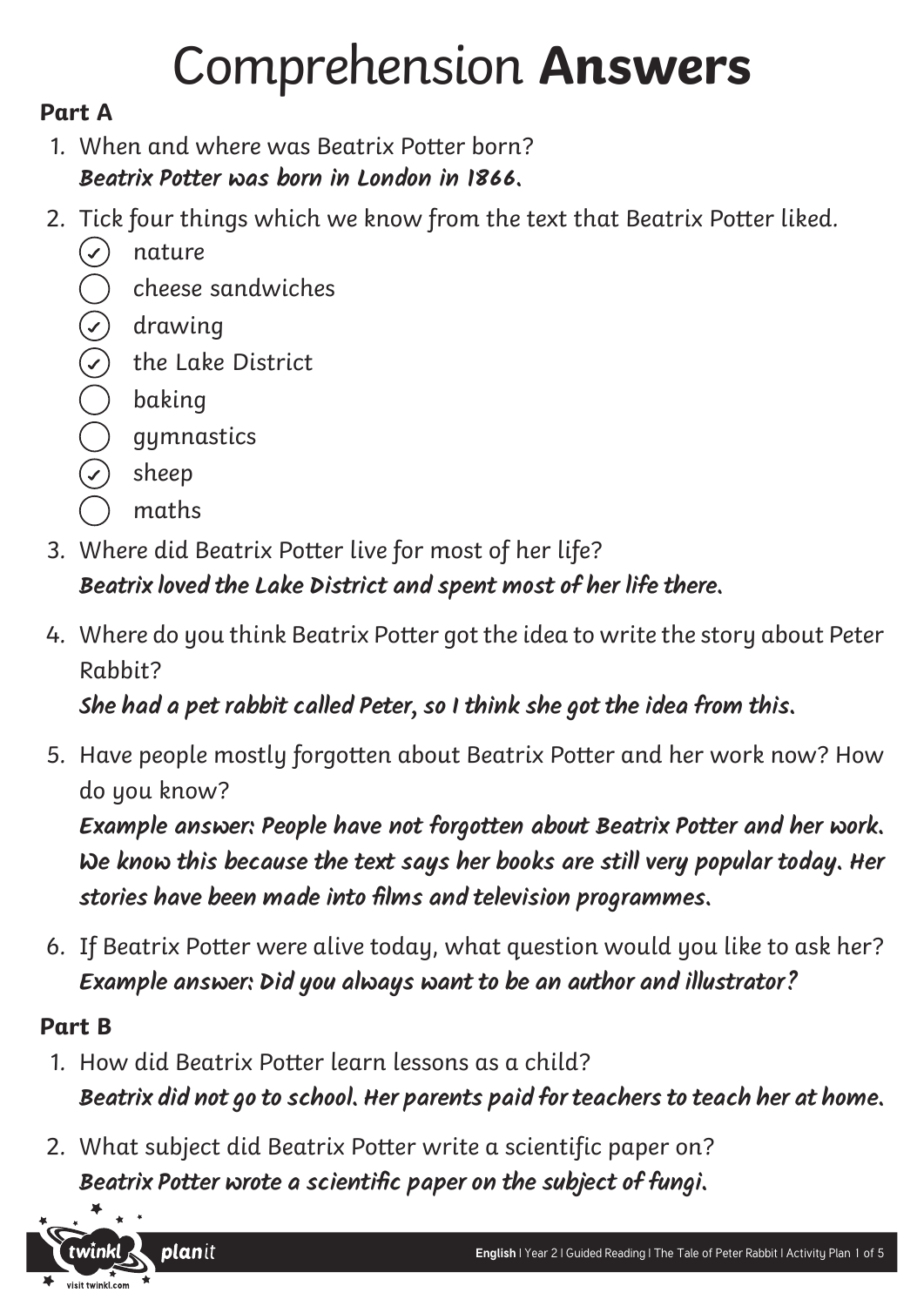# Comprehension **Answers**

**Part A**

1. When and where was Beatrix Potter born?
   ***Beatrix Potter was born in London in 1866.***

2. Tick four things which we know from the text that Beatrix Potter liked.
   - [x] nature
   - [ ] cheese sandwiches
   - [x] drawing
   - [x] the Lake District
   - [ ] baking
   - [ ] gymnastics
   - [x] sheep
   - [ ] maths

3. Where did Beatrix Potter live for most of her life?
   ***Beatrix loved the Lake District and spent most of her life there.***

4. Where do you think Beatrix Potter got the idea to write the story about Peter Rabbit?
   ***She had a pet rabbit called Peter, so I think she got the idea from this.***

5. Have people mostly forgotten about Beatrix Potter and her work now? How do you know?
   ***Example answer: People have not forgotten about Beatrix Potter and her work. We know this because the text says her books are still very popular today. Her stories have been made into films and television programmes.***

6. If Beatrix Potter were alive today, what question would you like to ask her?
   ***Example answer: Did you always want to be an author and illustrator?***

**Part B**

1. How did Beatrix Potter learn lessons as a child?
   ***Beatrix did not go to school. Her parents paid for teachers to teach her at home.***

2. What subject did Beatrix Potter write a scientific paper on?
   ***Beatrix Potter wrote a scientific paper on the subject of fungi.***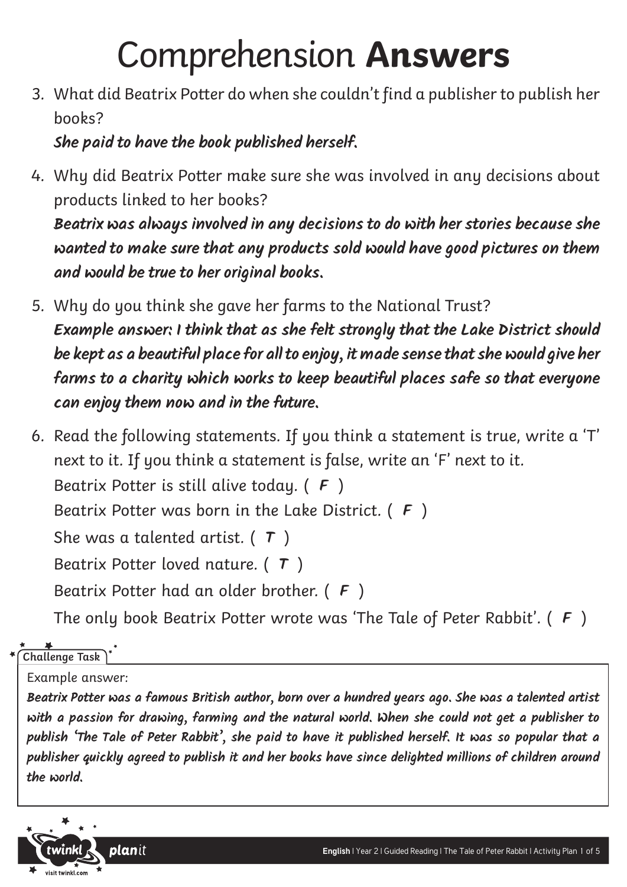# Comprehension **Answers**

3. What did Beatrix Potter do when she couldn't find a publisher to publish her books?

   ***She paid to have the book published herself.***

4. Why did Beatrix Potter make sure she was involved in any decisions about products linked to her books?

   ***Beatrix was always involved in any decisions to do with her stories because she wanted to make sure that any products sold would have good pictures on them and would be true to her original books.***

5. Why do you think she gave her farms to the National Trust?

   ***Example answer: I think that as she felt strongly that the Lake District should be kept as a beautiful place for all to enjoy, it made sense that she would give her farms to a charity which works to keep beautiful places safe so that everyone can enjoy them now and in the future.***

6. Read the following statements. If you think a statement is true, write a 'T' next to it. If you think a statement is false, write an 'F' next to it.

   Beatrix Potter is still alive today. ( ***F*** )

   Beatrix Potter was born in the Lake District. ( ***F*** )

   She was a talented artist. ( ***T*** )

   Beatrix Potter loved nature. ( ***T*** )

   Beatrix Potter had an older brother. ( ***F*** )

   The only book Beatrix Potter wrote was 'The Tale of Peter Rabbit'. ( ***F*** )

**Challenge Task**

Example answer:

***Beatrix Potter was a famous British author, born over a hundred years ago. She was a talented artist with a passion for drawing, farming and the natural world. When she could not get a publisher to publish 'The Tale of Peter Rabbit', she paid to have it published herself. It was so popular that a publisher quickly agreed to publish it and her books have since delighted millions of children around the world.***